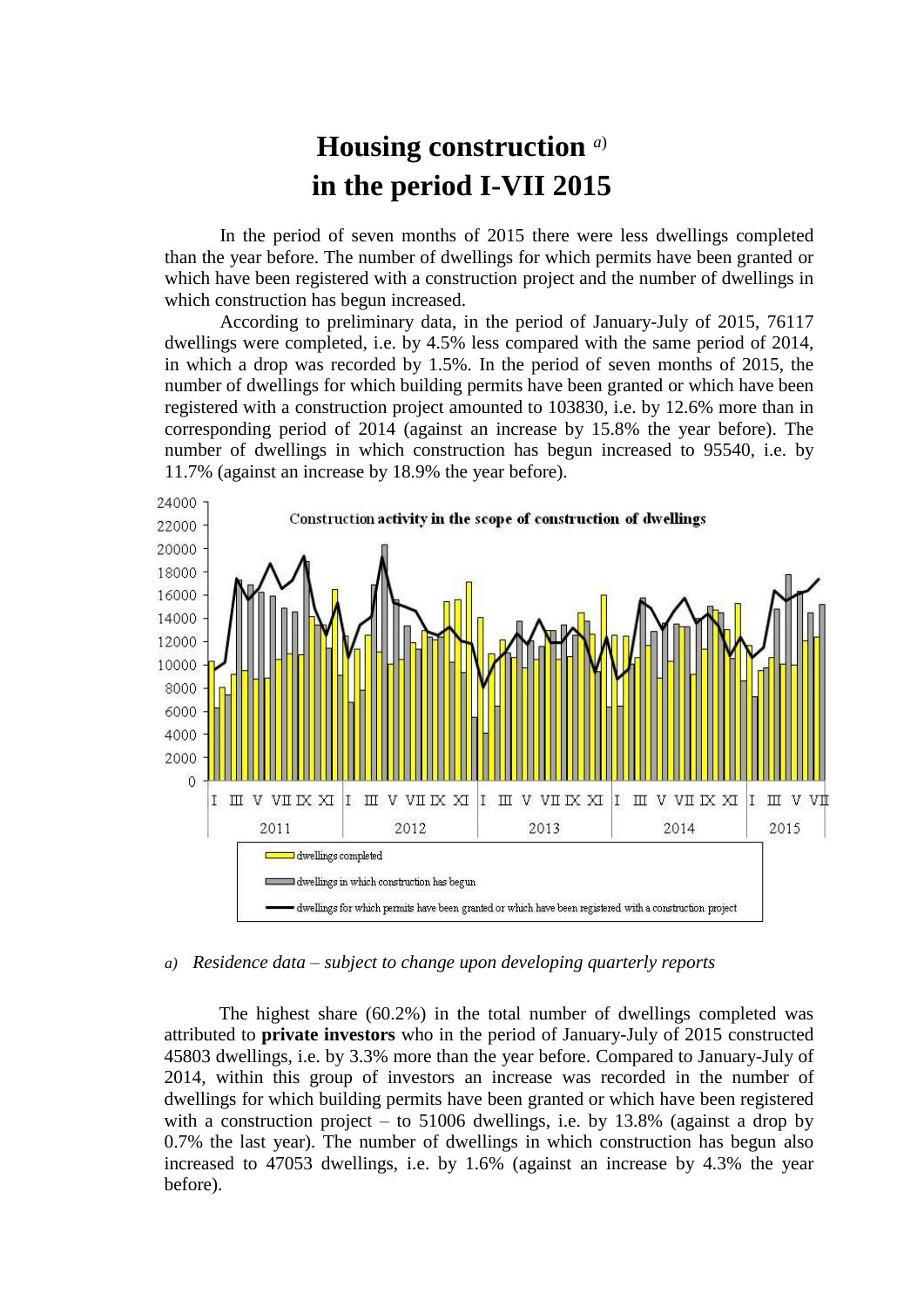# Housing construction [a]
# in the period I-VII 2015

In the period of seven months of 2015 there were less dwellings completed than the year before. The number of dwellings for which permits have been granted or which have been registered with a construction project and the number of dwellings in which construction has begun increased.

According to preliminary data, in the period of January-July of 2015, 76117 dwellings were completed, i.e. by 4.5% less compared with the same period of 2014, in which a drop was recorded by 1.5%. In the period of seven months of 2015, the number of dwellings for which building permits have been granted or which have been registered with a construction project amounted to 103830, i.e. by 12.6% more than in corresponding period of 2014 (against an increase by 15.8% the year before). The number of dwellings in which construction has begun increased to 95540, i.e. by 11.7% (against an increase by 18.9% the year before).

*a) Residence data – subject to change upon developing quarterly reports*

The highest share (60.2%) in the total number of dwellings completed was attributed to **private investors** who in the period of January-July of 2015 constructed 45803 dwellings, i.e. by 3.3% more than the year before. Compared to January-July of 2014, within this group of investors an increase was recorded in the number of dwellings for which building permits have been granted or which have been registered with a construction project – to 51006 dwellings, i.e. by 13.8% (against a drop by 0.7% the last year). The number of dwellings in which construction has begun also increased to 47053 dwellings, i.e. by 1.6% (against an increase by 4.3% the year before).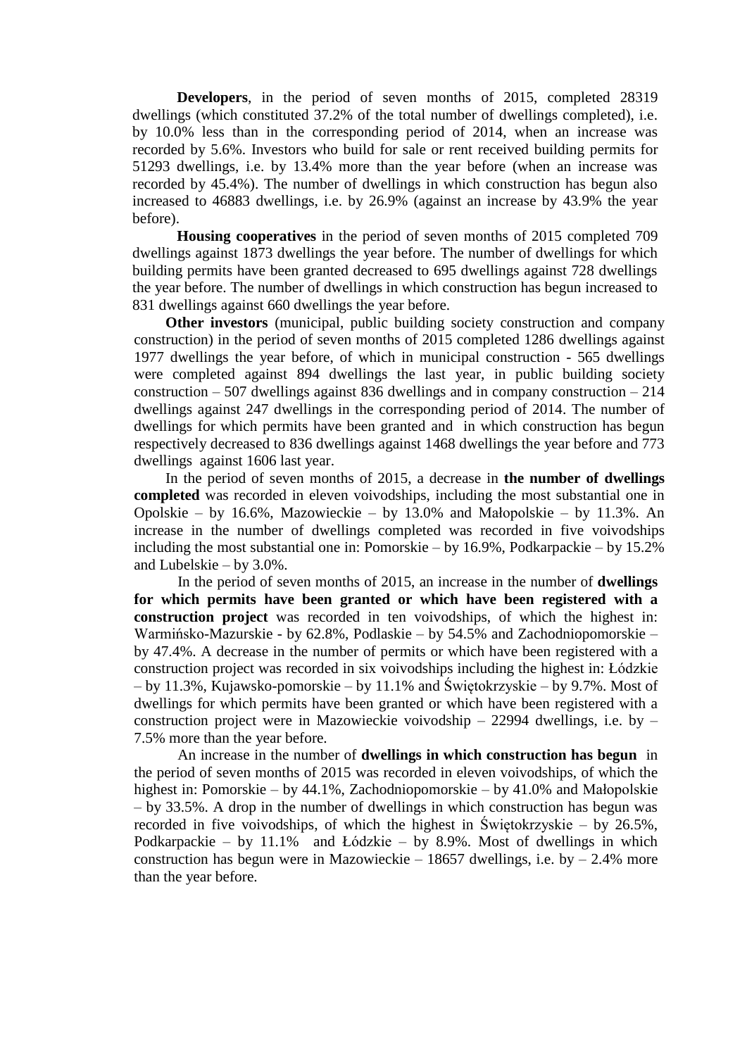**Developers**, in the period of seven months of 2015, completed 28319 dwellings (which constituted 37.2% of the total number of dwellings completed), i.e. by 10.0% less than in the corresponding period of 2014, when an increase was recorded by 5.6%. Investors who build for sale or rent received building permits for 51293 dwellings, i.e. by 13.4% more than the year before (when an increase was recorded by 45.4%). The number of dwellings in which construction has begun also increased to 46883 dwellings, i.e. by 26.9% (against an increase by 43.9% the year before).

**Housing cooperatives** in the period of seven months of 2015 completed 709 dwellings against 1873 dwellings the year before. The number of dwellings for which building permits have been granted decreased to 695 dwellings against 728 dwellings the year before. The number of dwellings in which construction has begun increased to 831 dwellings against 660 dwellings the year before.

**Other investors** (municipal, public building society construction and company construction) in the period of seven months of 2015 completed 1286 dwellings against 1977 dwellings the year before, of which in municipal construction - 565 dwellings were completed against 894 dwellings the last year, in public building society construction – 507 dwellings against 836 dwellings and in company construction – 214 dwellings against 247 dwellings in the corresponding period of 2014. The number of dwellings for which permits have been granted and in which construction has begun respectively decreased to 836 dwellings against 1468 dwellings the year before and 773 dwellings against 1606 last year.

In the period of seven months of 2015, a decrease in **the number of dwellings completed** was recorded in eleven voivodships, including the most substantial one in Opolskie – by 16.6%, Mazowieckie – by 13.0% and Małopolskie – by 11.3%. An increase in the number of dwellings completed was recorded in five voivodships including the most substantial one in: Pomorskie – by 16.9%, Podkarpackie – by 15.2% and Lubelskie – by 3.0%.

In the period of seven months of 2015, an increase in the number of **dwellings for which permits have been granted or which have been registered with a construction project** was recorded in ten voivodships, of which the highest in: Warmińsko-Mazurskie - by 62.8%, Podlaskie – by 54.5% and Zachodniopomorskie – by 47.4%. A decrease in the number of permits or which have been registered with a construction project was recorded in six voivodships including the highest in: Łódzkie – by 11.3%, Kujawsko-pomorskie – by 11.1% and Świętokrzyskie – by 9.7%. Most of dwellings for which permits have been granted or which have been registered with a construction project were in Mazowieckie voivodship – 22994 dwellings, i.e. by – 7.5% more than the year before.

An increase in the number of **dwellings in which construction has begun** in the period of seven months of 2015 was recorded in eleven voivodships, of which the highest in: Pomorskie – by 44.1%, Zachodniopomorskie – by 41.0% and Małopolskie – by 33.5%. A drop in the number of dwellings in which construction has begun was recorded in five voivodships, of which the highest in Świętokrzyskie – by 26.5%, Podkarpackie – by 11.1% and Łódzkie – by 8.9%. Most of dwellings in which construction has begun were in Mazowieckie – 18657 dwellings, i.e. by – 2.4% more than the year before.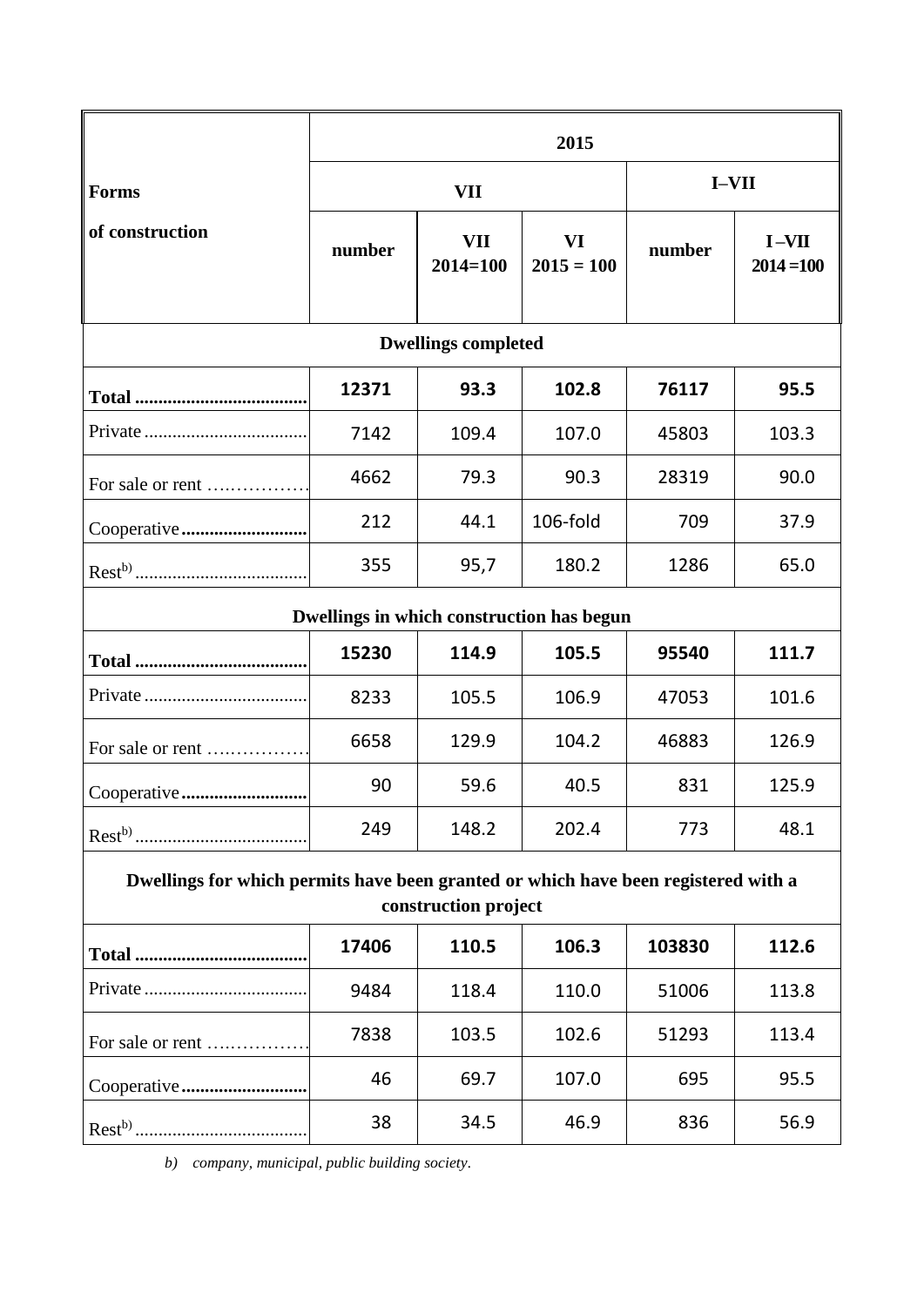| Forms of construction | 2015 | | | | |
|---|---|---|---|---|---|
| | VII | | | I–VII | |
| | number | VII 2014=100 | VI 2015 = 100 | number | I–VII 2014=100 |
| **Dwellings completed** | | | | | |
| **Total** | **12371** | **93.3** | **102.8** | **76117** | **95.5** |
| Private | 7142 | 109.4 | 107.0 | 45803 | 103.3 |
| For sale or rent | 4662 | 79.3 | 90.3 | 28319 | 90.0 |
| Cooperative | 212 | 44.1 | 106-fold | 709 | 37.9 |
| Rest[b)] | 355 | 95,7 | 180.2 | 1286 | 65.0 |
| **Dwellings in which construction has begun** | | | | | |
| **Total** | **15230** | **114.9** | **105.5** | **95540** | **111.7** |
| Private | 8233 | 105.5 | 106.9 | 47053 | 101.6 |
| For sale or rent | 6658 | 129.9 | 104.2 | 46883 | 126.9 |
| Cooperative | 90 | 59.6 | 40.5 | 831 | 125.9 |
| Rest[b)] | 249 | 148.2 | 202.4 | 773 | 48.1 |
| **Dwellings for which permits have been granted or which have been registered with a construction project** | | | | | |
| **Total** | **17406** | **110.5** | **106.3** | **103830** | **112.6** |
| Private | 9484 | 118.4 | 110.0 | 51006 | 113.8 |
| For sale or rent | 7838 | 103.5 | 102.6 | 51293 | 113.4 |
| Cooperative | 46 | 69.7 | 107.0 | 695 | 95.5 |
| Rest[b)] | 38 | 34.5 | 46.9 | 836 | 56.9 |

*b) company, municipal, public building society.*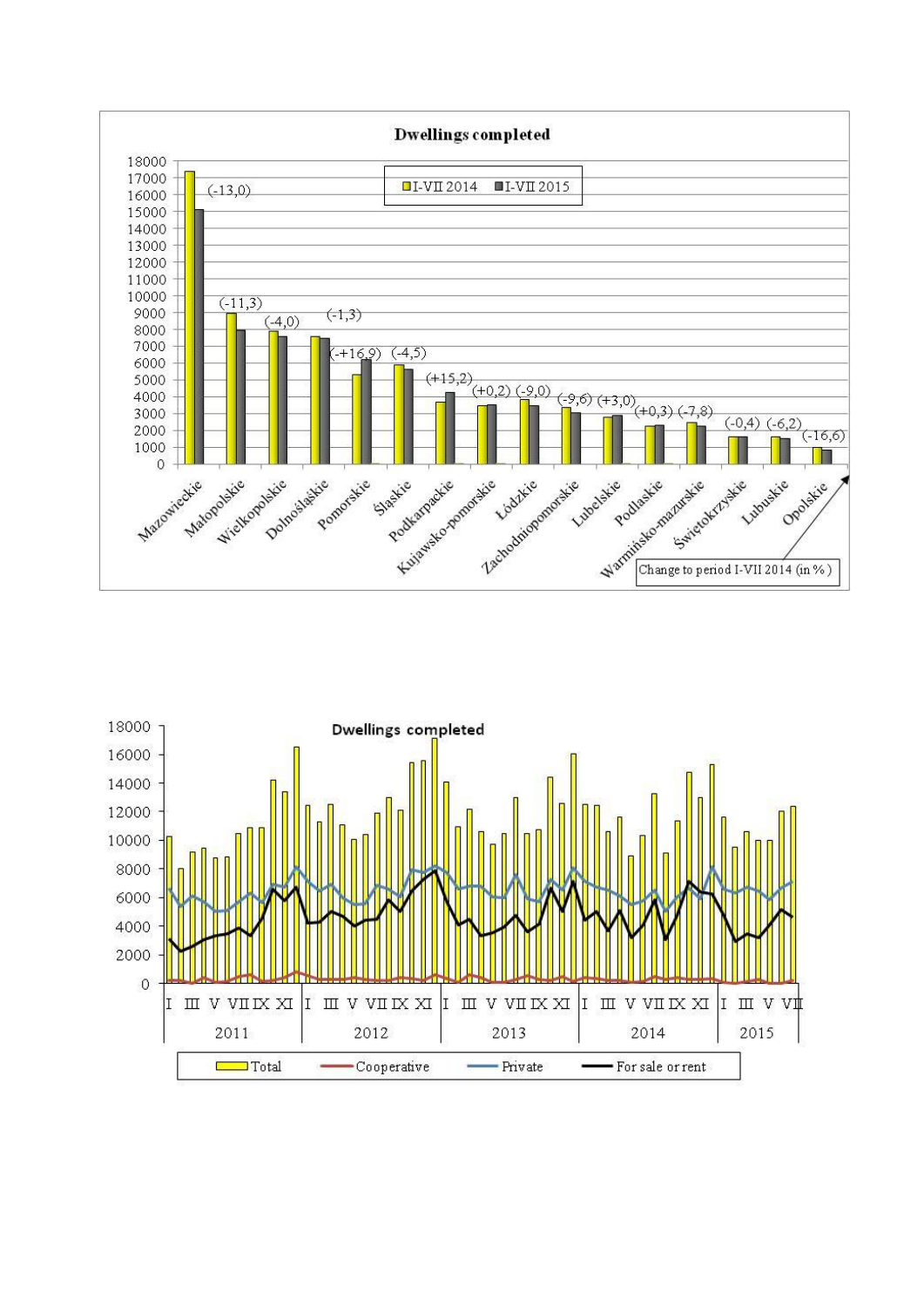**Dwellings completed**

I-VII 2014 | I-VII 2015

| Voivodship | Change to period I-VII 2014 (in %) |
|---|---|
| Mazowieckie | (-13,0) |
| Małopolskie | (-11,3) |
| Wielkopolskie | (-4,0) |
| Dolnośląskie | (-1,3) |
| Pomorskie | (-+16,9) |
| Śląskie | (-4,5) |
| Podkarpackie | (+15,2) |
| Kujawsko-pomorskie | (+0,2) |
| Łódzkie | (-9,0) |
| Zachodniopomorskie | (-9,6) |
| Lubelskie | (+3,0) |
| Podlaskie | (+0,3) |
| Warmińsko-mazurskie | (-7,8) |
| Świętokrzyskie | (-0,4) |
| Lubuskie | (-6,2) |
| Opolskie | (-16,6) |

**Dwellings completed**

Months I–XII of 2011, 2012, 2013, 2014 and I–VII of 2015

Total | Cooperative | Private | For sale or rent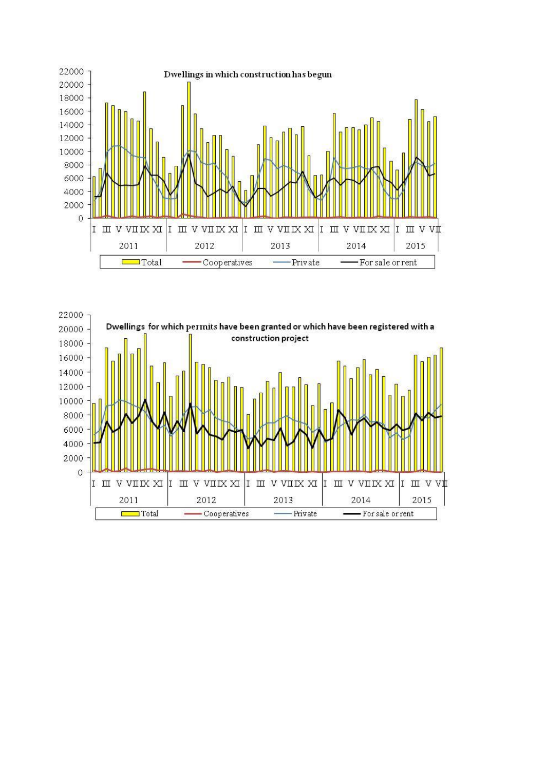Dwellings in which construction has begun

22000
20000
18000
16000
14000
12000
10000
8000
6000
4000
2000
0

I III V VII IX XI I III V VII IX XI I III V VII IX XI I III V VII IX XI I III V VII

2011 2012 2013 2014 2015

Total Cooperatives Private For sale or rent

Dwellings for which permits have been granted or which have been registered with a construction project

22000
20000
18000
16000
14000
12000
10000
8000
6000
4000
2000
0

I III V VII IX XI I III V VII IX XI I III V VII IX XI I III V VII IX XI I III V VII

2011 2012 2013 2014 2015

Total Cooperatives Private For sale or rent